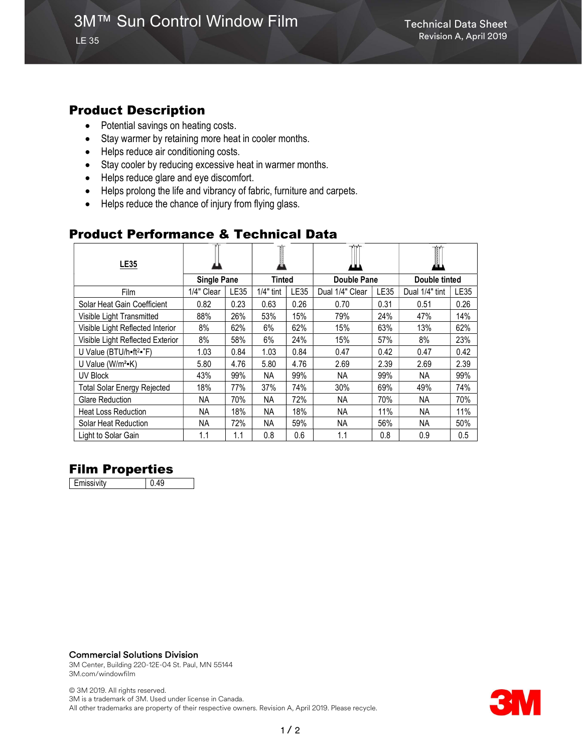# 3M™ Sun Control Window Film

LE 35

Technical Data Sheet
Revision A, April 2019

## Product Description

- Potential savings on heating costs.
- Stay warmer by retaining more heat in cooler months.
- Helps reduce air conditioning costs.
- Stay cooler by reducing excessive heat in warmer months.
- Helps reduce glare and eye discomfort.
- Helps prolong the life and vibrancy of fabric, furniture and carpets.
- Helps reduce the chance of injury from flying glass.

## Product Performance & Technical Data

| **LE35** | **Single Pane** | | **Tinted** | | **Double Pane** | | **Double tinted** | |
|---|---|---|---|---|---|---|---|---|
| Film | 1/4" Clear | LE35 | 1/4" tint | LE35 | Dual 1/4" Clear | LE35 | Dual 1/4" tint | LE35 |
| Solar Heat Gain Coefficient | 0.82 | 0.23 | 0.63 | 0.26 | 0.70 | 0.31 | 0.51 | 0.26 |
| Visible Light Transmitted | 88% | 26% | 53% | 15% | 79% | 24% | 47% | 14% |
| Visible Light Reflected Interior | 8% | 62% | 6% | 62% | 15% | 63% | 13% | 62% |
| Visible Light Reflected Exterior | 8% | 58% | 6% | 24% | 15% | 57% | 8% | 23% |
| U Value (BTU/h•ft²•˚F) | 1.03 | 0.84 | 1.03 | 0.84 | 0.47 | 0.42 | 0.47 | 0.42 |
| U Value (W/m²•K) | 5.80 | 4.76 | 5.80 | 4.76 | 2.69 | 2.39 | 2.69 | 2.39 |
| UV Block | 43% | 99% | NA | 99% | NA | 99% | NA | 99% |
| Total Solar Energy Rejected | 18% | 77% | 37% | 74% | 30% | 69% | 49% | 74% |
| Glare Reduction | NA | 70% | NA | 72% | NA | 70% | NA | 70% |
| Heat Loss Reduction | NA | 18% | NA | 18% | NA | 11% | NA | 11% |
| Solar Heat Reduction | NA | 72% | NA | 59% | NA | 56% | NA | 50% |
| Light to Solar Gain | 1.1 | 1.1 | 0.8 | 0.6 | 1.1 | 0.8 | 0.9 | 0.5 |

## Film Properties

| Emissivity | 0.49 |
|---|---|

**Commercial Solutions Division**
3M Center, Building 220-12E-04 St. Paul, MN 55144
3M.com/windowfilm

© 3M 2019. All rights reserved.
3M is a trademark of 3M. Used under license in Canada.
All other trademarks are property of their respective owners. Revision A, April 2019. Please recycle.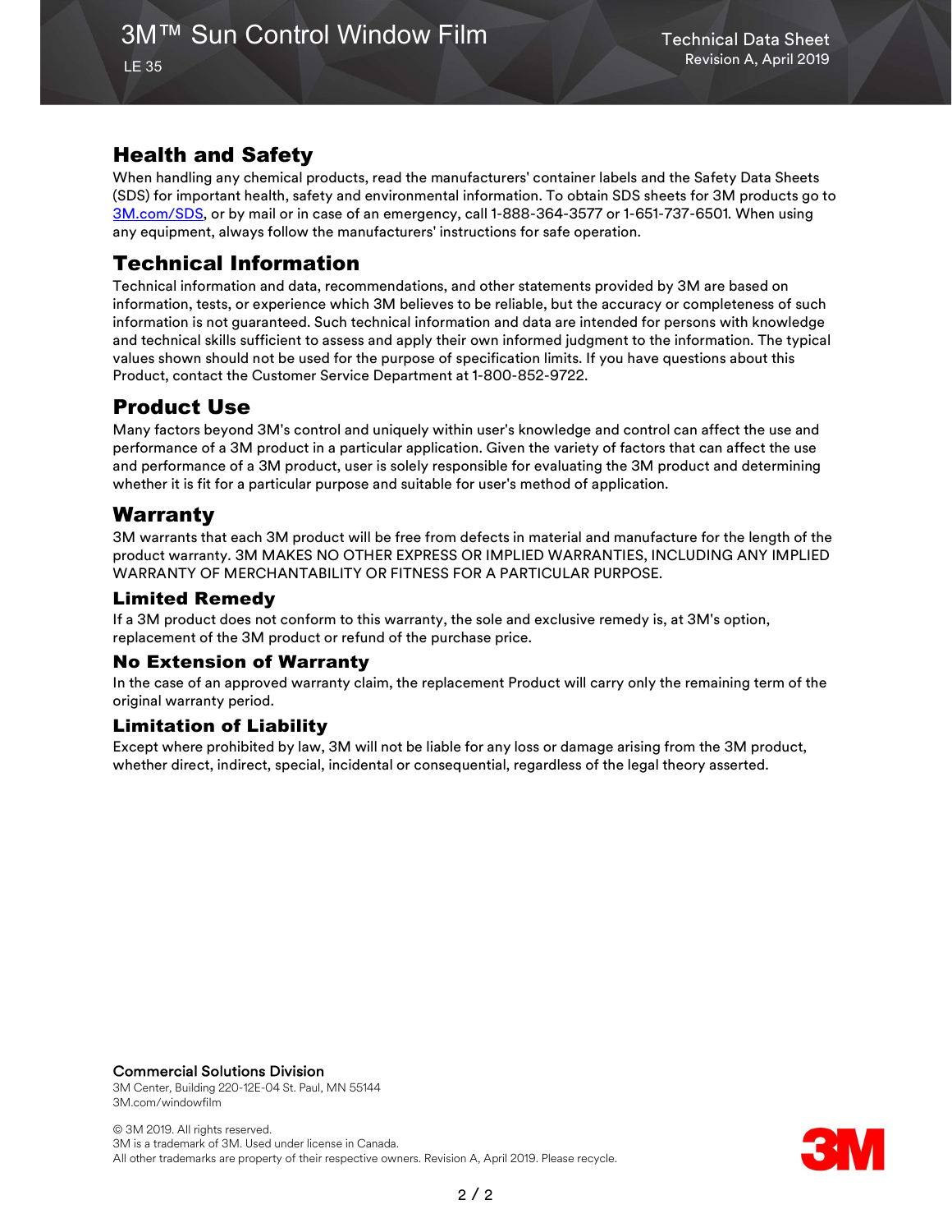## Health and Safety

When handling any chemical products, read the manufacturers' container labels and the Safety Data Sheets (SDS) for important health, safety and environmental information. To obtain SDS sheets for 3M products go to 3M.com/SDS, or by mail or in case of an emergency, call 1-888-364-3577 or 1-651-737-6501. When using any equipment, always follow the manufacturers' instructions for safe operation.

## Technical Information

Technical information and data, recommendations, and other statements provided by 3M are based on information, tests, or experience which 3M believes to be reliable, but the accuracy or completeness of such information is not guaranteed. Such technical information and data are intended for persons with knowledge and technical skills sufficient to assess and apply their own informed judgment to the information. The typical values shown should not be used for the purpose of specification limits. If you have questions about this Product, contact the Customer Service Department at 1-800-852-9722.

## Product Use

Many factors beyond 3M's control and uniquely within user's knowledge and control can affect the use and performance of a 3M product in a particular application. Given the variety of factors that can affect the use and performance of a 3M product, user is solely responsible for evaluating the 3M product and determining whether it is fit for a particular purpose and suitable for user's method of application.

## Warranty

3M warrants that each 3M product will be free from defects in material and manufacture for the length of the product warranty. 3M MAKES NO OTHER EXPRESS OR IMPLIED WARRANTIES, INCLUDING ANY IMPLIED WARRANTY OF MERCHANTABILITY OR FITNESS FOR A PARTICULAR PURPOSE.

### Limited Remedy

If a 3M product does not conform to this warranty, the sole and exclusive remedy is, at 3M's option, replacement of the 3M product or refund of the purchase price.

### No Extension of Warranty

In the case of an approved warranty claim, the replacement Product will carry only the remaining term of the original warranty period.

### Limitation of Liability

Except where prohibited by law, 3M will not be liable for any loss or damage arising from the 3M product, whether direct, indirect, special, incidental or consequential, regardless of the legal theory asserted.

**Commercial Solutions Division**
3M Center, Building 220-12E-04 St. Paul, MN 55144
3M.com/windowfilm

© 3M 2019. All rights reserved.
3M is a trademark of 3M. Used under license in Canada.
All other trademarks are property of their respective owners. Revision A, April 2019. Please recycle.